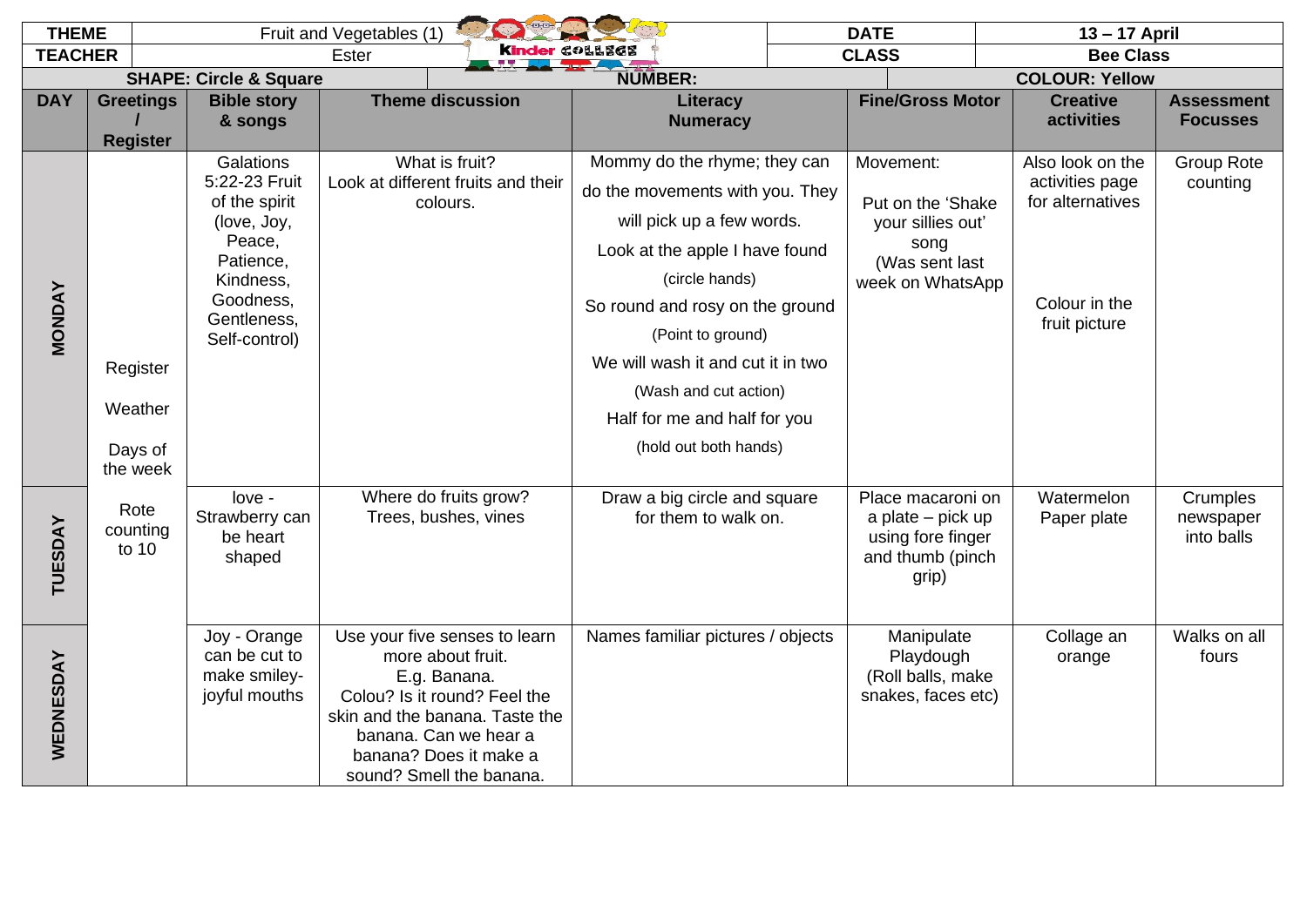| THEME | Fruit and Vegetables (1) | | | DATE | 13 – 17 April | | |
|---|---|---|---|---|---|---|---|
| TEACHER | Ester | | | CLASS | Bee Class | | |
| SHAPE: Circle & Square | | | NUMBER: | | COLOUR: Yellow | | |
| **DAY** | **Greetings / Register** | **Bible story & songs** | **Theme discussion** | **Literacy Numeracy** | **Fine/Gross Motor** | **Creative activities** | **Assessment Focusses** |
| MONDAY | Register<br>Weather<br>Days of the week<br>Rote counting to 10 | Galations 5:22-23 Fruit of the spirit (love, Joy, Peace, Patience, Kindness, Goodness, Gentleness, Self-control) | What is fruit?<br>Look at different fruits and their colours. | Mommy do the rhyme; they can do the movements with you. They will pick up a few words.<br>Look at the apple I have found<br>(circle hands)<br>So round and rosy on the ground<br>(Point to ground)<br>We will wash it and cut it in two<br>(Wash and cut action)<br>Half for me and half for you<br>(hold out both hands) | Movement:<br>Put on the 'Shake your sillies out' song<br>(Was sent last week on WhatsApp | Also look on the activities page for alternatives<br>Colour in the fruit picture | Group Rote counting |
| TUESDAY | | love - Strawberry can be heart shaped | Where do fruits grow?<br>Trees, bushes, vines | Draw a big circle and square for them to walk on. | Place macaroni on a plate – pick up using fore finger and thumb (pinch grip) | Watermelon Paper plate | Crumples newspaper into balls |
| WEDNESDAY | | Joy - Orange can be cut to make smiley-joyful mouths | Use your five senses to learn more about fruit.<br>E.g. Banana.<br>Colou? Is it round? Feel the skin and the banana. Taste the banana. Can we hear a banana? Does it make a sound? Smell the banana. | Names familiar pictures / objects | Manipulate Playdough<br>(Roll balls, make snakes, faces etc) | Collage an orange | Walks on all fours |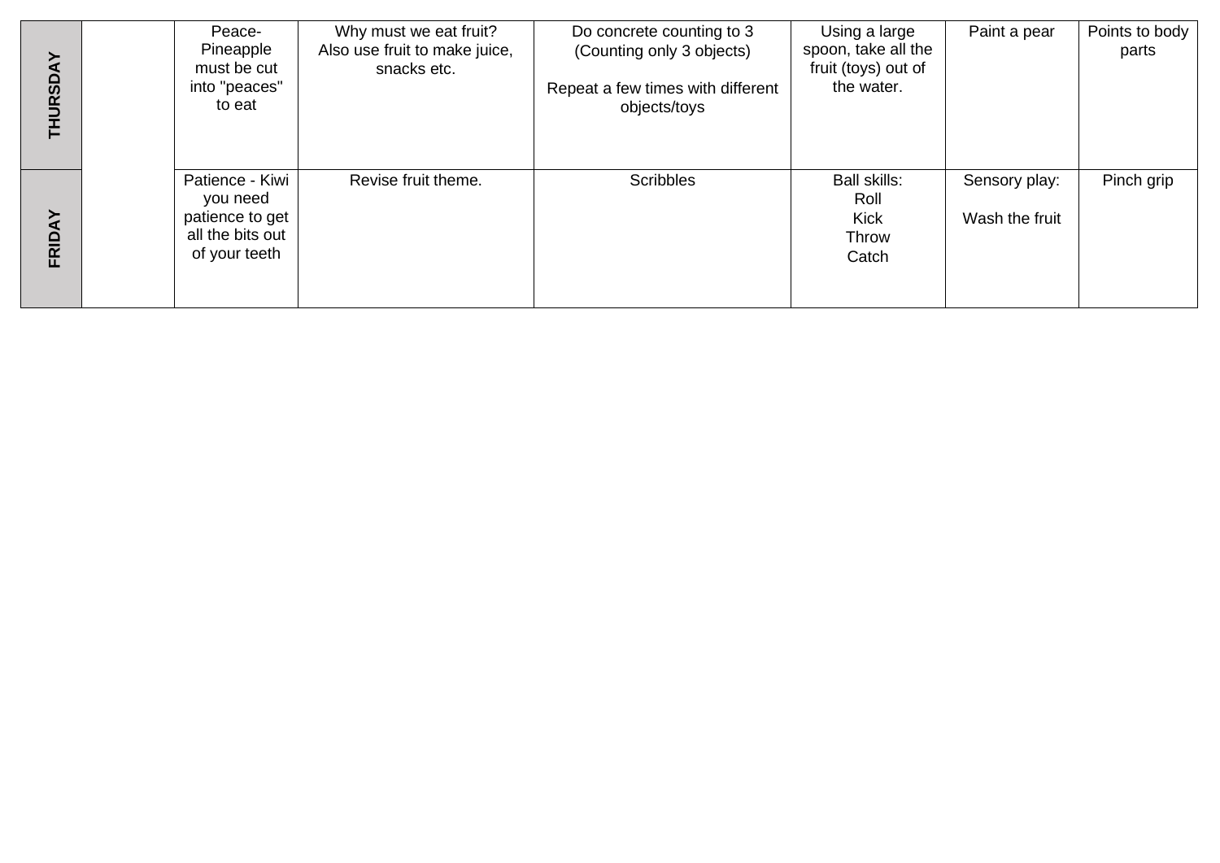| | | | | | | | |
|---|---|---|---|---|---|---|---|
| **THURSDAY** | | Peace- Pineapple must be cut into "peaces" to eat | Why must we eat fruit? Also use fruit to make juice, snacks etc. | Do concrete counting to 3 (Counting only 3 objects)<br><br>Repeat a few times with different objects/toys | Using a large spoon, take all the fruit (toys) out of the water. | Paint a pear | Points to body parts |
| **FRIDAY** | | Patience - Kiwi you need patience to get all the bits out of your teeth | Revise fruit theme. | Scribbles | Ball skills:<br>Roll<br>Kick<br>Throw<br>Catch | Sensory play:<br><br>Wash the fruit | Pinch grip |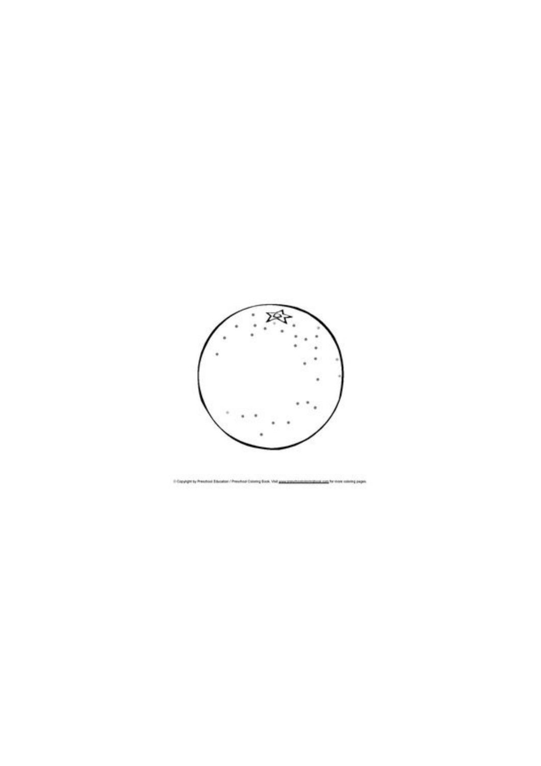© Copyright by Preschool Education / Preschool Coloring Book. Visit www.preschoolcoloringbook.com for more coloring pages.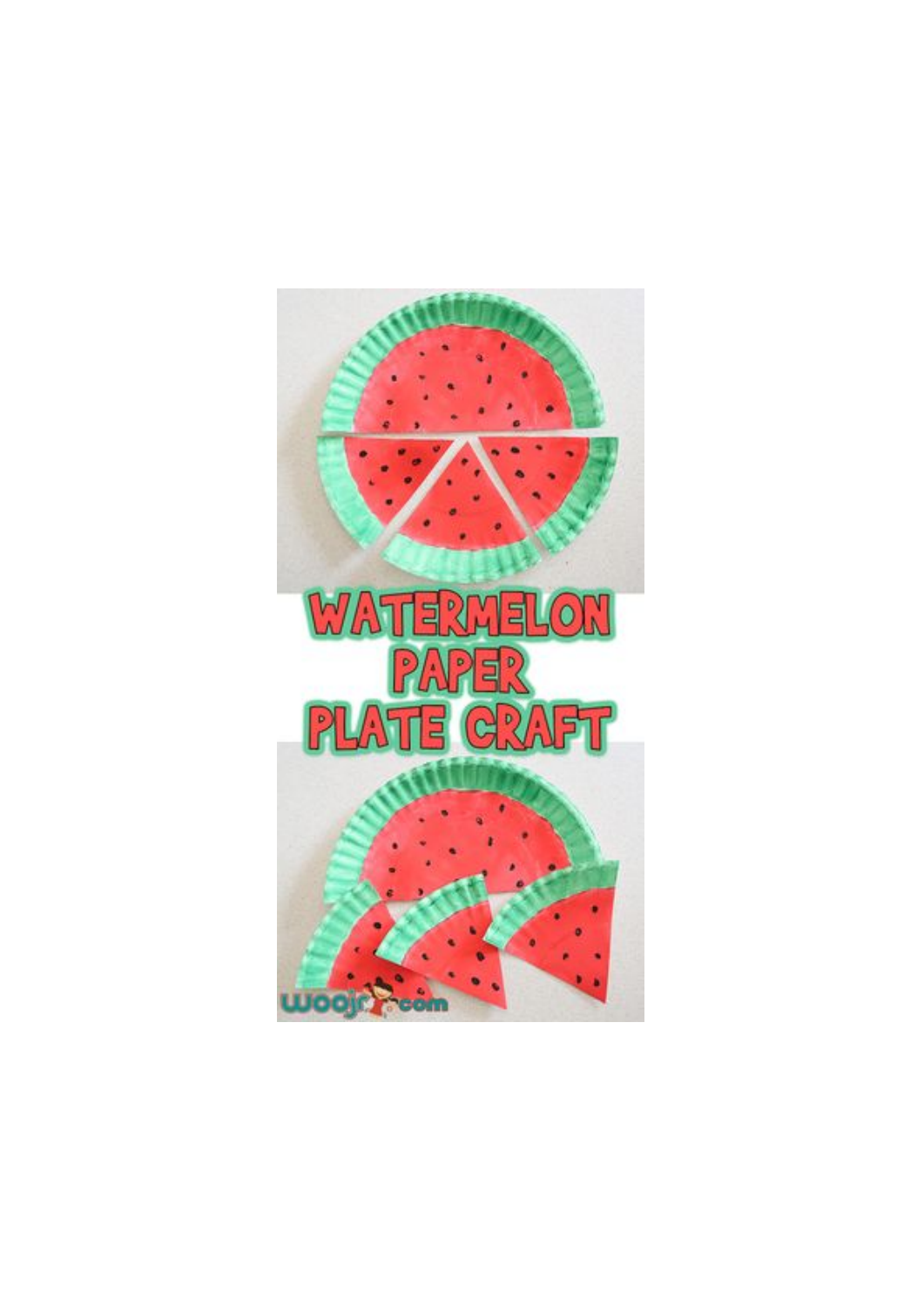# WATERMELON PAPER PLATE CRAFT

woojr.com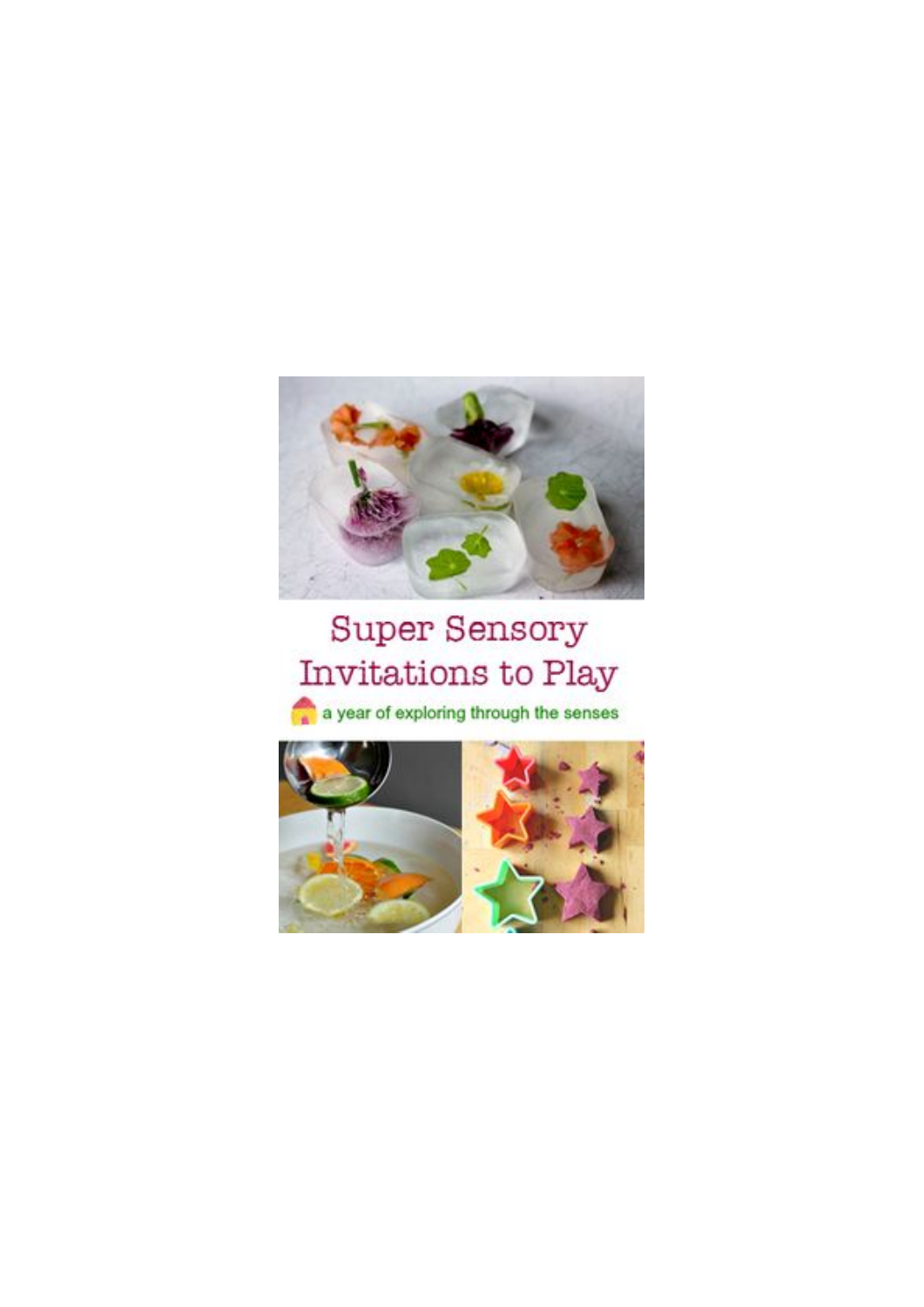# Super Sensory Invitations to Play

a year of exploring through the senses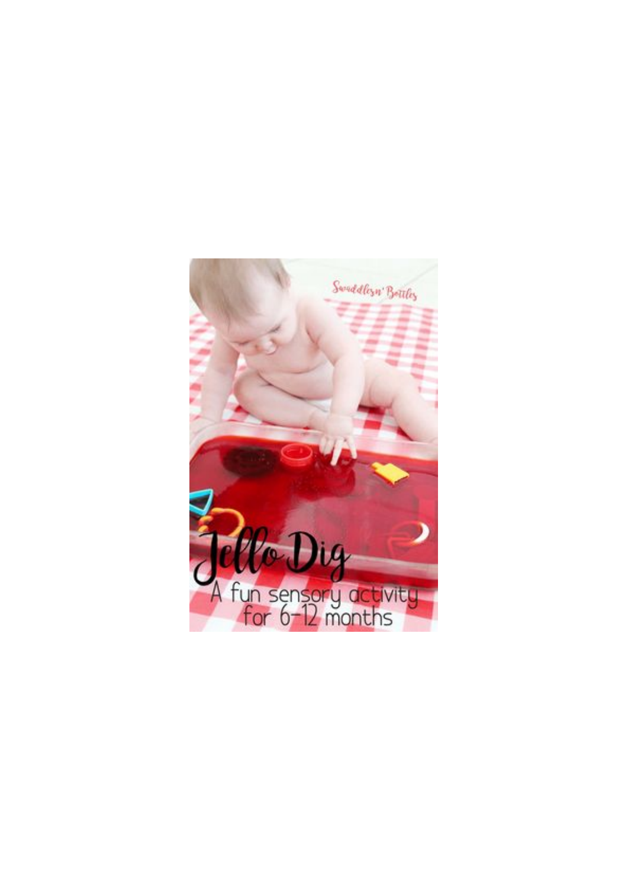Swaddles n' Bottles

# Jello Dig

A fun sensory activity for 6-12 months